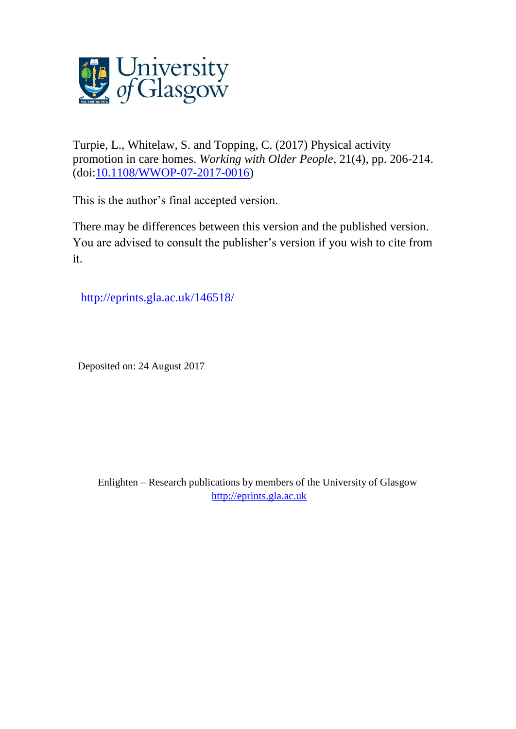Turpie, L., Whitelaw, S. and Topping, C. (2017) Physical activity promotion in care homes. *Working with Older People*, 21(4), pp. 206-214. (doi:10.1108/WWOP-07-2017-0016)

This is the author's final accepted version.

There may be differences between this version and the published version. You are advised to consult the publisher's version if you wish to cite from it.

http://eprints.gla.ac.uk/146518/

Deposited on: 24 August 2017

Enlighten – Research publications by members of the University of Glasgow
http://eprints.gla.ac.uk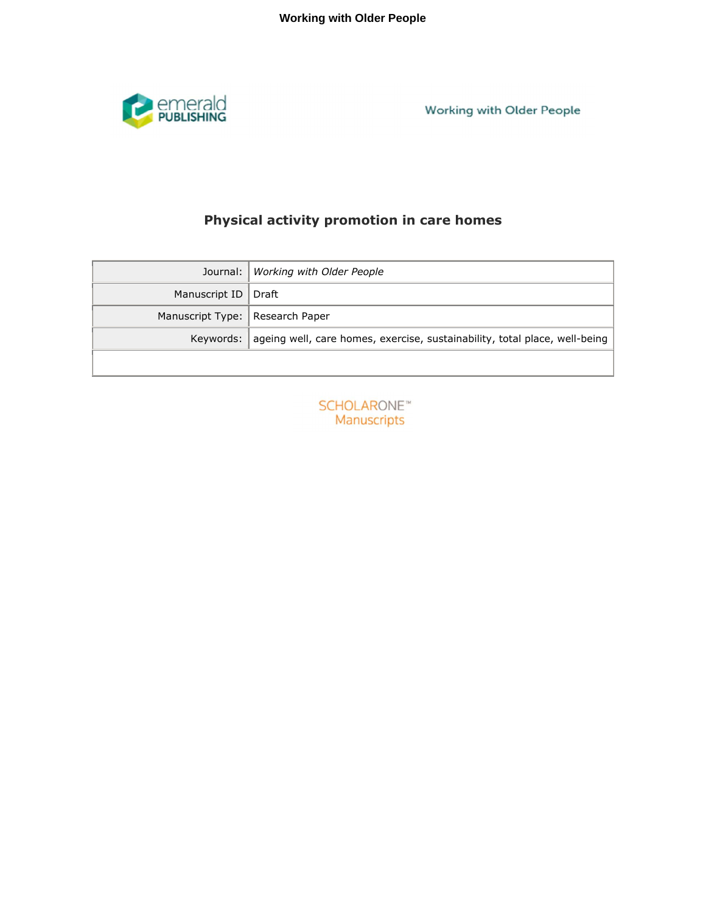# Physical activity promotion in care homes

| Journal: | *Working with Older People* |
|---|---|
| Manuscript ID | Draft |
| Manuscript Type: | Research Paper |
| Keywords: | ageing well, care homes, exercise, sustainability, total place, well-being |
| | |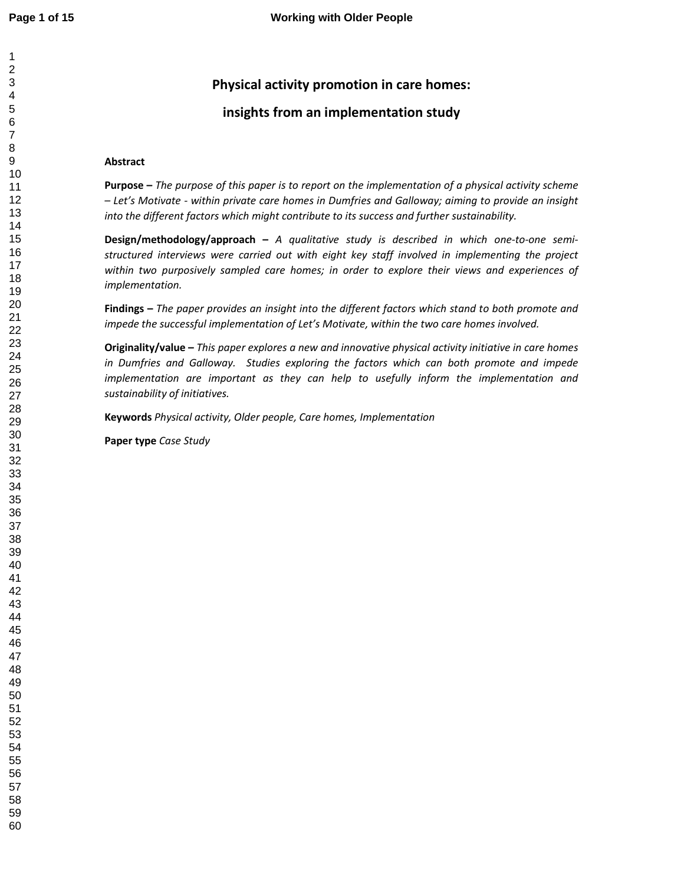# Physical activity promotion in care homes: insights from an implementation study

## Abstract

**Purpose –** *The purpose of this paper is to report on the implementation of a physical activity scheme – Let's Motivate - within private care homes in Dumfries and Galloway; aiming to provide an insight into the different factors which might contribute to its success and further sustainability.*

**Design/methodology/approach –** *A qualitative study is described in which one-to-one semi-structured interviews were carried out with eight key staff involved in implementing the project within two purposively sampled care homes; in order to explore their views and experiences of implementation.*

**Findings –** *The paper provides an insight into the different factors which stand to both promote and impede the successful implementation of Let's Motivate, within the two care homes involved.*

**Originality/value –** *This paper explores a new and innovative physical activity initiative in care homes in Dumfries and Galloway. Studies exploring the factors which can both promote and impede implementation are important as they can help to usefully inform the implementation and sustainability of initiatives.*

**Keywords** *Physical activity, Older people, Care homes, Implementation*

**Paper type** *Case Study*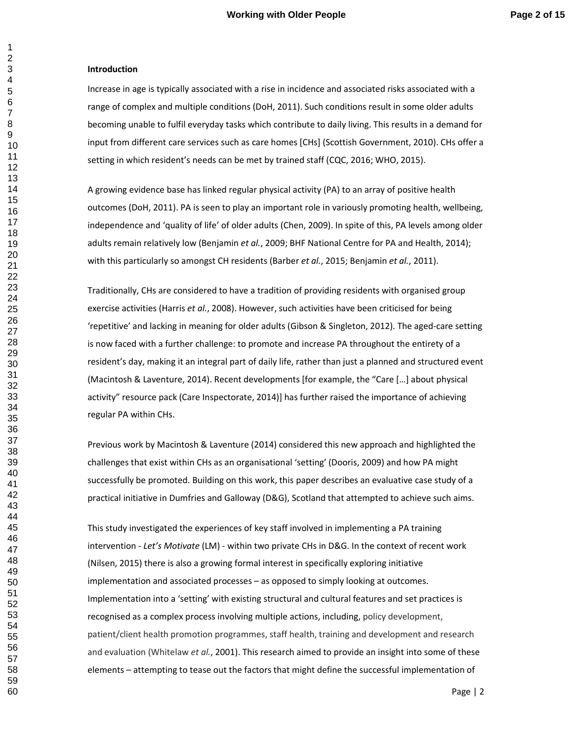### Introduction

Increase in age is typically associated with a rise in incidence and associated risks associated with a range of complex and multiple conditions (DoH, 2011). Such conditions result in some older adults becoming unable to fulfil everyday tasks which contribute to daily living. This results in a demand for input from different care services such as care homes [CHs] (Scottish Government, 2010). CHs offer a setting in which resident's needs can be met by trained staff (CQC, 2016; WHO, 2015).

A growing evidence base has linked regular physical activity (PA) to an array of positive health outcomes (DoH, 2011). PA is seen to play an important role in variously promoting health, wellbeing, independence and 'quality of life' of older adults (Chen, 2009). In spite of this, PA levels among older adults remain relatively low (Benjamin *et al.*, 2009; BHF National Centre for PA and Health, 2014); with this particularly so amongst CH residents (Barber *et al.*, 2015; Benjamin *et al.*, 2011).

Traditionally, CHs are considered to have a tradition of providing residents with organised group exercise activities (Harris *et al.*, 2008). However, such activities have been criticised for being 'repetitive' and lacking in meaning for older adults (Gibson & Singleton, 2012). The aged-care setting is now faced with a further challenge: to promote and increase PA throughout the entirety of a resident's day, making it an integral part of daily life, rather than just a planned and structured event (Macintosh & Laventure, 2014). Recent developments [for example, the "Care […] about physical activity" resource pack (Care Inspectorate, 2014)] has further raised the importance of achieving regular PA within CHs.

Previous work by Macintosh & Laventure (2014) considered this new approach and highlighted the challenges that exist within CHs as an organisational 'setting' (Dooris, 2009) and how PA might successfully be promoted. Building on this work, this paper describes an evaluative case study of a practical initiative in Dumfries and Galloway (D&G), Scotland that attempted to achieve such aims.

This study investigated the experiences of key staff involved in implementing a PA training intervention - *Let's Motivate* (LM) - within two private CHs in D&G. In the context of recent work (Nilsen, 2015) there is also a growing formal interest in specifically exploring initiative implementation and associated processes – as opposed to simply looking at outcomes. Implementation into a 'setting' with existing structural and cultural features and set practices is recognised as a complex process involving multiple actions, including, policy development, patient/client health promotion programmes, staff health, training and development and research and evaluation (Whitelaw *et al.*, 2001). This research aimed to provide an insight into some of these elements – attempting to tease out the factors that might define the successful implementation of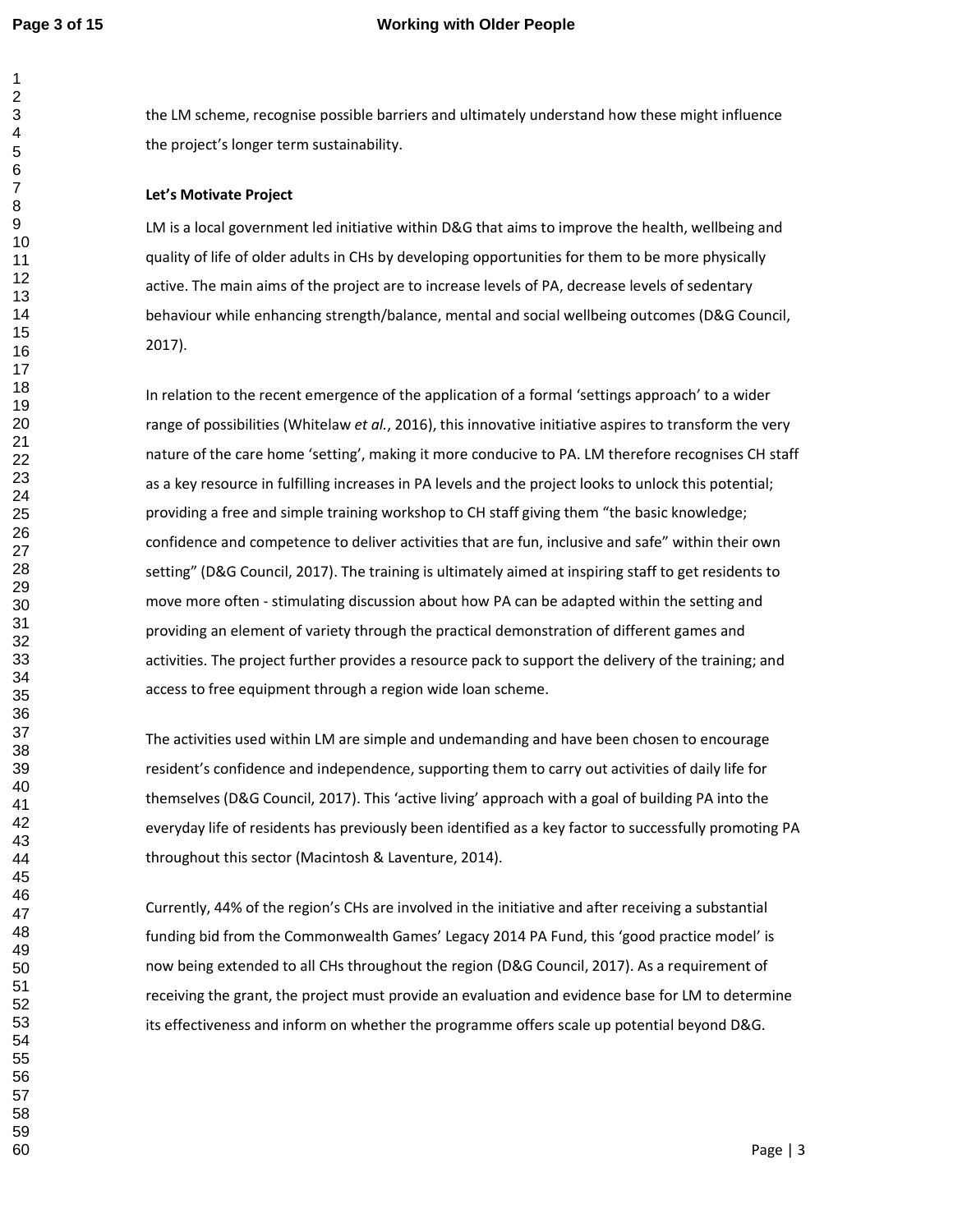the LM scheme, recognise possible barriers and ultimately understand how these might influence the project's longer term sustainability.

**Let's Motivate Project**

LM is a local government led initiative within D&G that aims to improve the health, wellbeing and quality of life of older adults in CHs by developing opportunities for them to be more physically active. The main aims of the project are to increase levels of PA, decrease levels of sedentary behaviour while enhancing strength/balance, mental and social wellbeing outcomes (D&G Council, 2017).

In relation to the recent emergence of the application of a formal 'settings approach' to a wider range of possibilities (Whitelaw *et al.*, 2016), this innovative initiative aspires to transform the very nature of the care home 'setting', making it more conducive to PA. LM therefore recognises CH staff as a key resource in fulfilling increases in PA levels and the project looks to unlock this potential; providing a free and simple training workshop to CH staff giving them "the basic knowledge; confidence and competence to deliver activities that are fun, inclusive and safe" within their own setting" (D&G Council, 2017). The training is ultimately aimed at inspiring staff to get residents to move more often - stimulating discussion about how PA can be adapted within the setting and providing an element of variety through the practical demonstration of different games and activities. The project further provides a resource pack to support the delivery of the training; and access to free equipment through a region wide loan scheme.

The activities used within LM are simple and undemanding and have been chosen to encourage resident's confidence and independence, supporting them to carry out activities of daily life for themselves (D&G Council, 2017). This 'active living' approach with a goal of building PA into the everyday life of residents has previously been identified as a key factor to successfully promoting PA throughout this sector (Macintosh & Laventure, 2014).

Currently, 44% of the region's CHs are involved in the initiative and after receiving a substantial funding bid from the Commonwealth Games' Legacy 2014 PA Fund, this 'good practice model' is now being extended to all CHs throughout the region (D&G Council, 2017). As a requirement of receiving the grant, the project must provide an evaluation and evidence base for LM to determine its effectiveness and inform on whether the programme offers scale up potential beyond D&G.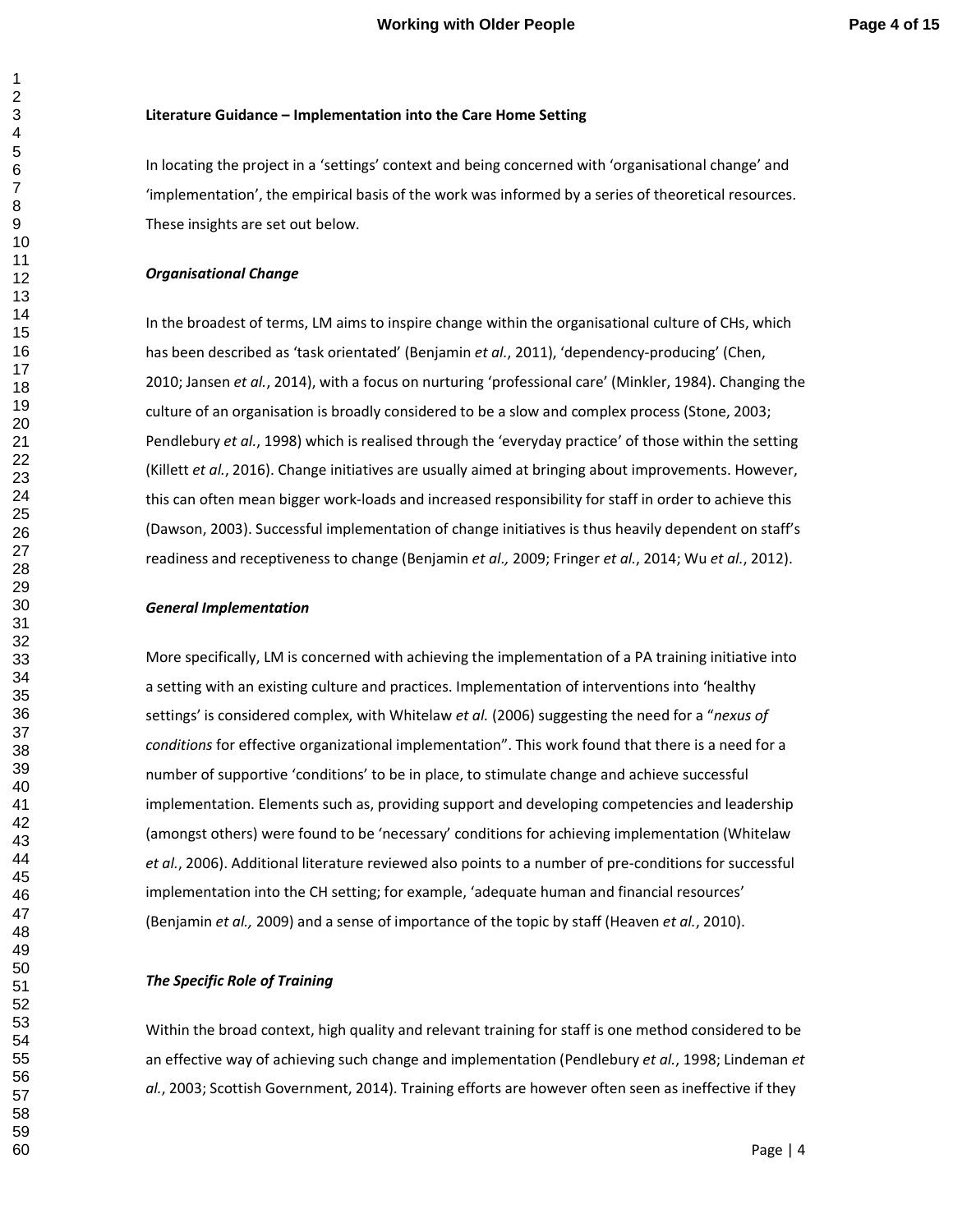**Literature Guidance – Implementation into the Care Home Setting**

In locating the project in a 'settings' context and being concerned with 'organisational change' and 'implementation', the empirical basis of the work was informed by a series of theoretical resources. These insights are set out below.

***Organisational Change***

In the broadest of terms, LM aims to inspire change within the organisational culture of CHs, which has been described as 'task orientated' (Benjamin *et al.*, 2011), 'dependency-producing' (Chen, 2010; Jansen *et al.*, 2014), with a focus on nurturing 'professional care' (Minkler, 1984). Changing the culture of an organisation is broadly considered to be a slow and complex process (Stone, 2003; Pendlebury *et al.*, 1998) which is realised through the 'everyday practice' of those within the setting (Killett *et al.*, 2016). Change initiatives are usually aimed at bringing about improvements. However, this can often mean bigger work-loads and increased responsibility for staff in order to achieve this (Dawson, 2003). Successful implementation of change initiatives is thus heavily dependent on staff's readiness and receptiveness to change (Benjamin *et al.,* 2009; Fringer *et al.*, 2014; Wu *et al.*, 2012).

***General Implementation***

More specifically, LM is concerned with achieving the implementation of a PA training initiative into a setting with an existing culture and practices. Implementation of interventions into 'healthy settings' is considered complex, with Whitelaw *et al.* (2006) suggesting the need for a "*nexus of conditions* for effective organizational implementation". This work found that there is a need for a number of supportive 'conditions' to be in place, to stimulate change and achieve successful implementation. Elements such as, providing support and developing competencies and leadership (amongst others) were found to be 'necessary' conditions for achieving implementation (Whitelaw *et al.*, 2006). Additional literature reviewed also points to a number of pre-conditions for successful implementation into the CH setting; for example, 'adequate human and financial resources' (Benjamin *et al.,* 2009) and a sense of importance of the topic by staff (Heaven *et al.*, 2010).

***The Specific Role of Training***

Within the broad context, high quality and relevant training for staff is one method considered to be an effective way of achieving such change and implementation (Pendlebury *et al.*, 1998; Lindeman *et al.*, 2003; Scottish Government, 2014). Training efforts are however often seen as ineffective if they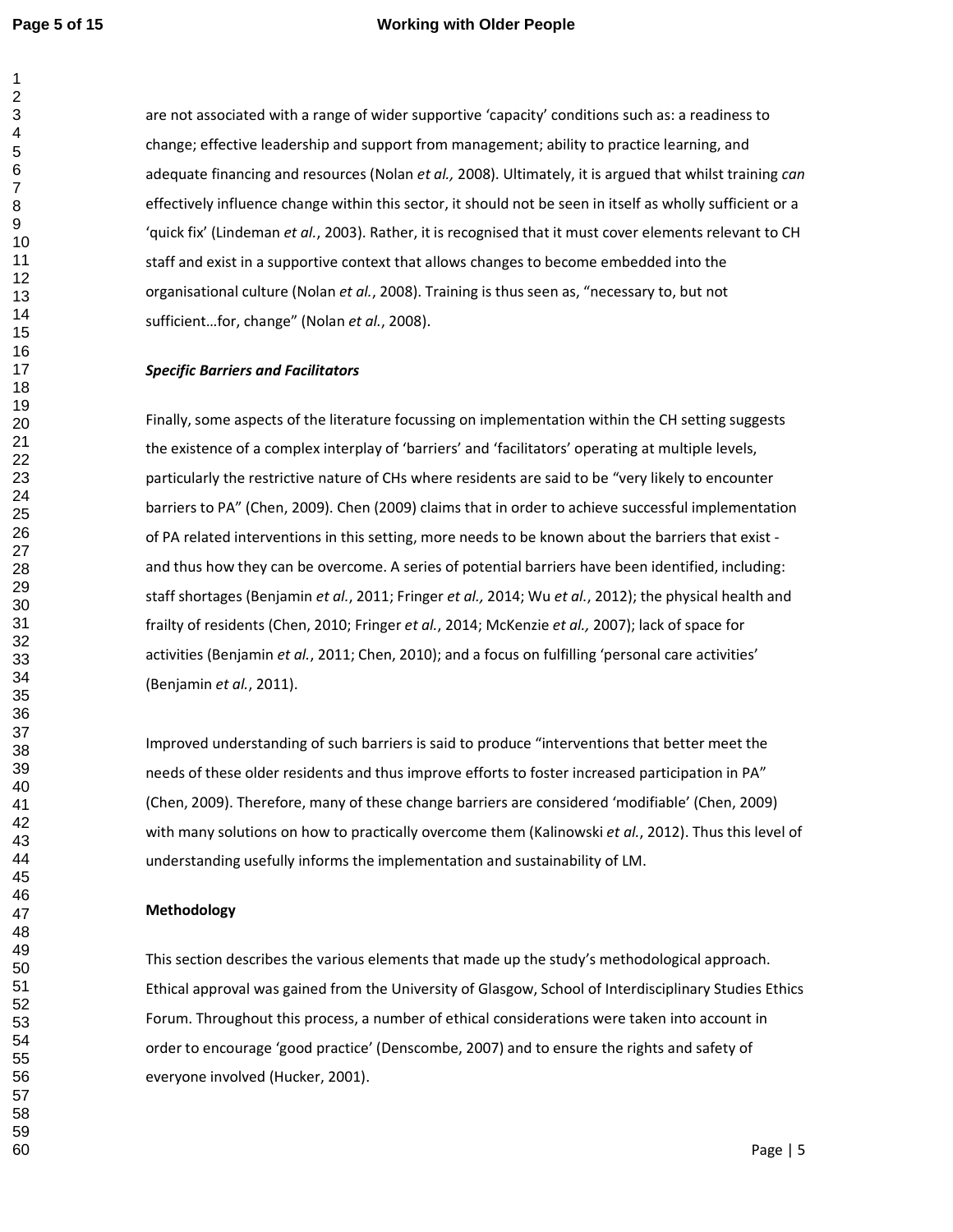are not associated with a range of wider supportive 'capacity' conditions such as: a readiness to change; effective leadership and support from management; ability to practice learning, and adequate financing and resources (Nolan *et al.,* 2008). Ultimately, it is argued that whilst training *can* effectively influence change within this sector, it should not be seen in itself as wholly sufficient or a 'quick fix' (Lindeman *et al.*, 2003). Rather, it is recognised that it must cover elements relevant to CH staff and exist in a supportive context that allows changes to become embedded into the organisational culture (Nolan *et al.*, 2008). Training is thus seen as, "necessary to, but not sufficient…for, change" (Nolan *et al.*, 2008).

***Specific Barriers and Facilitators***

Finally, some aspects of the literature focussing on implementation within the CH setting suggests the existence of a complex interplay of 'barriers' and 'facilitators' operating at multiple levels, particularly the restrictive nature of CHs where residents are said to be "very likely to encounter barriers to PA" (Chen, 2009). Chen (2009) claims that in order to achieve successful implementation of PA related interventions in this setting, more needs to be known about the barriers that exist - and thus how they can be overcome. A series of potential barriers have been identified, including: staff shortages (Benjamin *et al.*, 2011; Fringer *et al.,* 2014; Wu *et al.*, 2012); the physical health and frailty of residents (Chen, 2010; Fringer *et al.*, 2014; McKenzie *et al.,* 2007); lack of space for activities (Benjamin *et al.*, 2011; Chen, 2010); and a focus on fulfilling 'personal care activities' (Benjamin *et al.*, 2011).

Improved understanding of such barriers is said to produce "interventions that better meet the needs of these older residents and thus improve efforts to foster increased participation in PA" (Chen, 2009). Therefore, many of these change barriers are considered 'modifiable' (Chen, 2009) with many solutions on how to practically overcome them (Kalinowski *et al.*, 2012). Thus this level of understanding usefully informs the implementation and sustainability of LM.

**Methodology**

This section describes the various elements that made up the study's methodological approach. Ethical approval was gained from the University of Glasgow, School of Interdisciplinary Studies Ethics Forum. Throughout this process, a number of ethical considerations were taken into account in order to encourage 'good practice' (Denscombe, 2007) and to ensure the rights and safety of everyone involved (Hucker, 2001).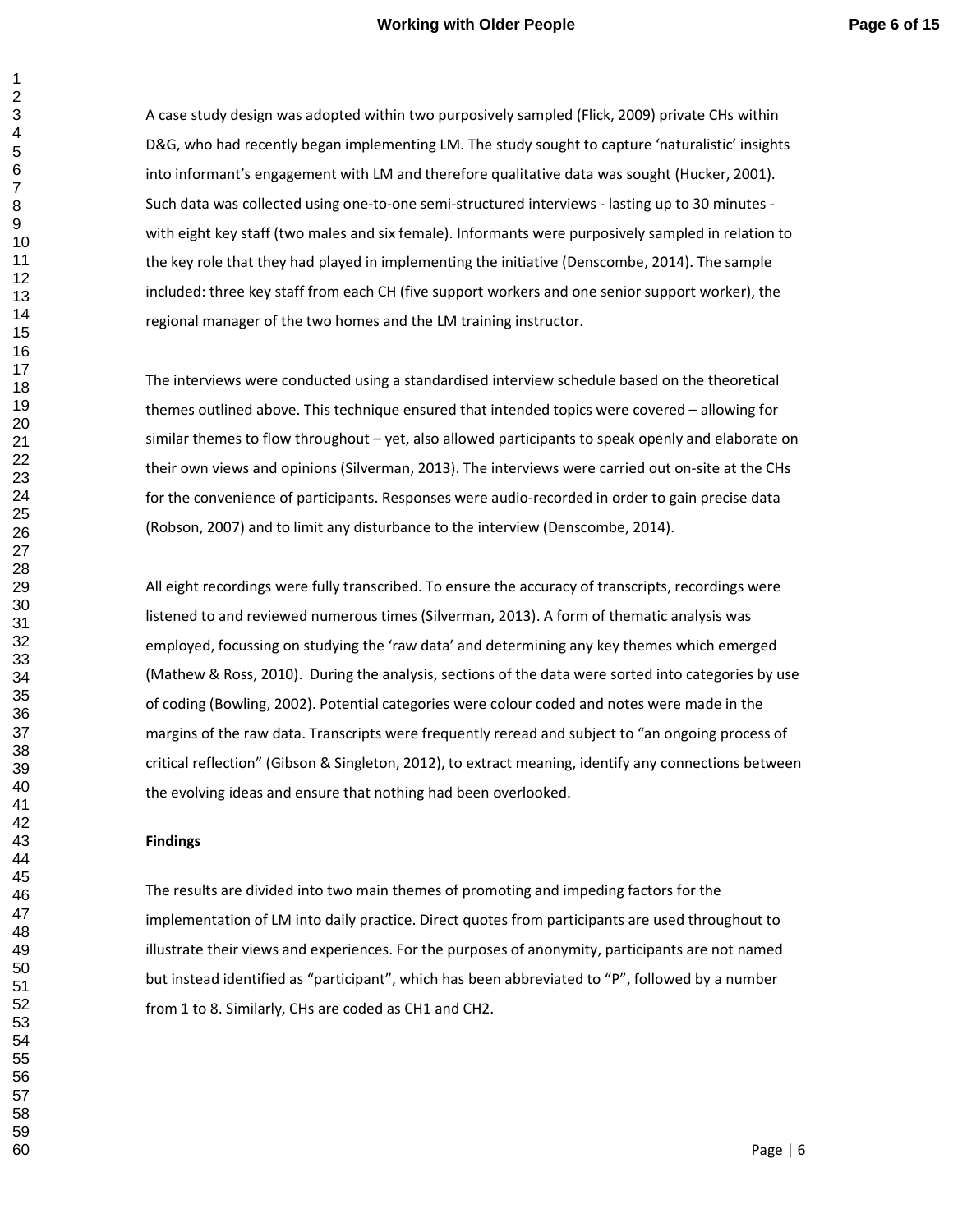A case study design was adopted within two purposively sampled (Flick, 2009) private CHs within D&G, who had recently began implementing LM. The study sought to capture 'naturalistic' insights into informant's engagement with LM and therefore qualitative data was sought (Hucker, 2001). Such data was collected using one-to-one semi-structured interviews - lasting up to 30 minutes - with eight key staff (two males and six female). Informants were purposively sampled in relation to the key role that they had played in implementing the initiative (Denscombe, 2014). The sample included: three key staff from each CH (five support workers and one senior support worker), the regional manager of the two homes and the LM training instructor.

The interviews were conducted using a standardised interview schedule based on the theoretical themes outlined above. This technique ensured that intended topics were covered – allowing for similar themes to flow throughout – yet, also allowed participants to speak openly and elaborate on their own views and opinions (Silverman, 2013). The interviews were carried out on-site at the CHs for the convenience of participants. Responses were audio-recorded in order to gain precise data (Robson, 2007) and to limit any disturbance to the interview (Denscombe, 2014).

All eight recordings were fully transcribed. To ensure the accuracy of transcripts, recordings were listened to and reviewed numerous times (Silverman, 2013). A form of thematic analysis was employed, focussing on studying the 'raw data' and determining any key themes which emerged (Mathew & Ross, 2010). During the analysis, sections of the data were sorted into categories by use of coding (Bowling, 2002). Potential categories were colour coded and notes were made in the margins of the raw data. Transcripts were frequently reread and subject to "an ongoing process of critical reflection" (Gibson & Singleton, 2012), to extract meaning, identify any connections between the evolving ideas and ensure that nothing had been overlooked.

**Findings**

The results are divided into two main themes of promoting and impeding factors for the implementation of LM into daily practice. Direct quotes from participants are used throughout to illustrate their views and experiences. For the purposes of anonymity, participants are not named but instead identified as "participant", which has been abbreviated to "P", followed by a number from 1 to 8. Similarly, CHs are coded as CH1 and CH2.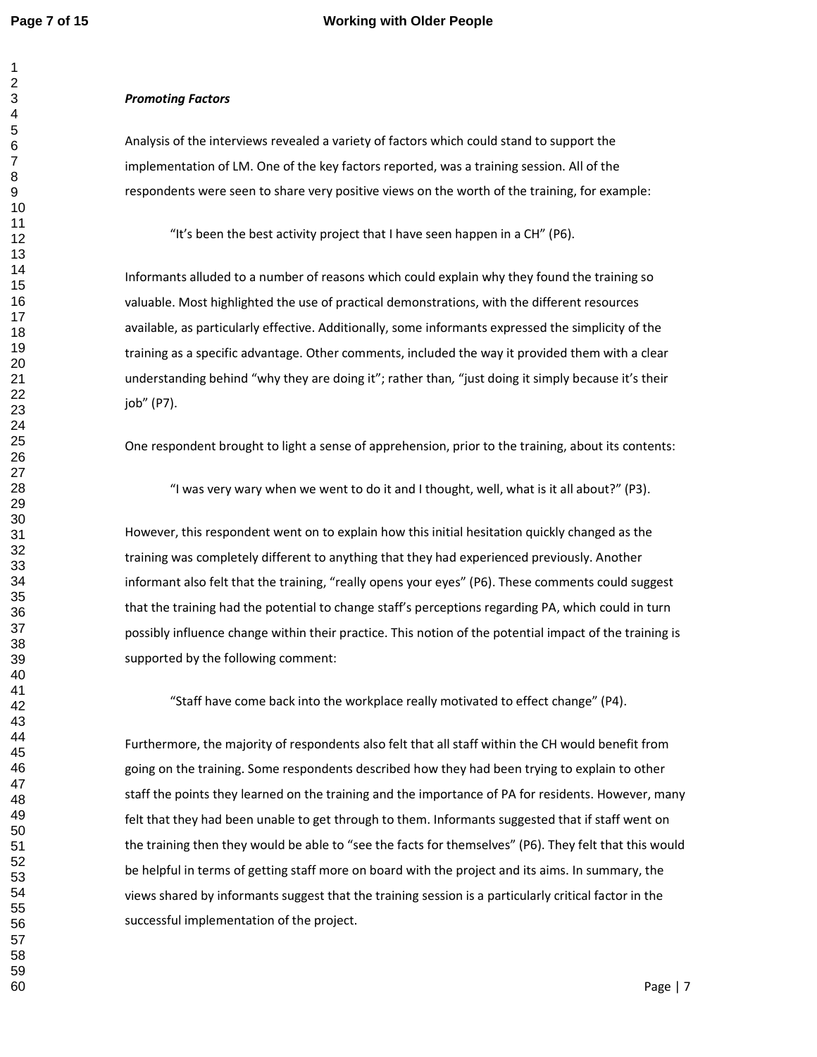***Promoting Factors***

Analysis of the interviews revealed a variety of factors which could stand to support the implementation of LM. One of the key factors reported, was a training session. All of the respondents were seen to share very positive views on the worth of the training, for example:

> "It's been the best activity project that I have seen happen in a CH" (P6).

Informants alluded to a number of reasons which could explain why they found the training so valuable. Most highlighted the use of practical demonstrations, with the different resources available, as particularly effective. Additionally, some informants expressed the simplicity of the training as a specific advantage. Other comments, included the way it provided them with a clear understanding behind "why they are doing it"; rather than, "just doing it simply because it's their job" (P7).

One respondent brought to light a sense of apprehension, prior to the training, about its contents:

> "I was very wary when we went to do it and I thought, well, what is it all about?" (P3).

However, this respondent went on to explain how this initial hesitation quickly changed as the training was completely different to anything that they had experienced previously. Another informant also felt that the training, "really opens your eyes" (P6). These comments could suggest that the training had the potential to change staff's perceptions regarding PA, which could in turn possibly influence change within their practice. This notion of the potential impact of the training is supported by the following comment:

> "Staff have come back into the workplace really motivated to effect change" (P4).

Furthermore, the majority of respondents also felt that all staff within the CH would benefit from going on the training. Some respondents described how they had been trying to explain to other staff the points they learned on the training and the importance of PA for residents. However, many felt that they had been unable to get through to them. Informants suggested that if staff went on the training then they would be able to "see the facts for themselves" (P6). They felt that this would be helpful in terms of getting staff more on board with the project and its aims. In summary, the views shared by informants suggest that the training session is a particularly critical factor in the successful implementation of the project.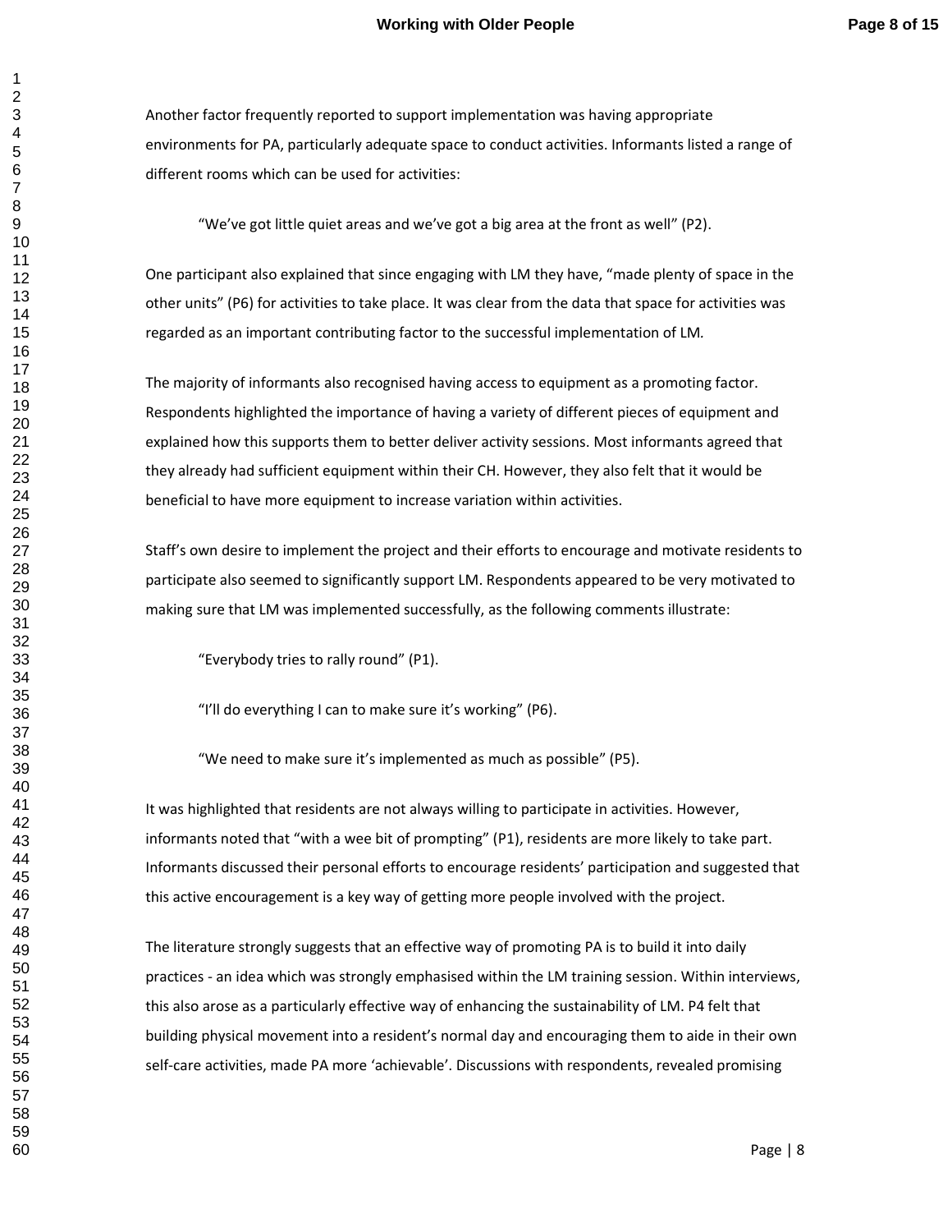Another factor frequently reported to support implementation was having appropriate environments for PA, particularly adequate space to conduct activities. Informants listed a range of different rooms which can be used for activities:

> "We've got little quiet areas and we've got a big area at the front as well" (P2).

One participant also explained that since engaging with LM they have, "made plenty of space in the other units" (P6) for activities to take place. It was clear from the data that space for activities was regarded as an important contributing factor to the successful implementation of LM.

The majority of informants also recognised having access to equipment as a promoting factor. Respondents highlighted the importance of having a variety of different pieces of equipment and explained how this supports them to better deliver activity sessions. Most informants agreed that they already had sufficient equipment within their CH. However, they also felt that it would be beneficial to have more equipment to increase variation within activities.

Staff's own desire to implement the project and their efforts to encourage and motivate residents to participate also seemed to significantly support LM. Respondents appeared to be very motivated to making sure that LM was implemented successfully, as the following comments illustrate:

> "Everybody tries to rally round" (P1).
>
> "I'll do everything I can to make sure it's working" (P6).
>
> "We need to make sure it's implemented as much as possible" (P5).

It was highlighted that residents are not always willing to participate in activities. However, informants noted that "with a wee bit of prompting" (P1), residents are more likely to take part. Informants discussed their personal efforts to encourage residents' participation and suggested that this active encouragement is a key way of getting more people involved with the project.

The literature strongly suggests that an effective way of promoting PA is to build it into daily practices - an idea which was strongly emphasised within the LM training session. Within interviews, this also arose as a particularly effective way of enhancing the sustainability of LM. P4 felt that building physical movement into a resident's normal day and encouraging them to aide in their own self-care activities, made PA more 'achievable'. Discussions with respondents, revealed promising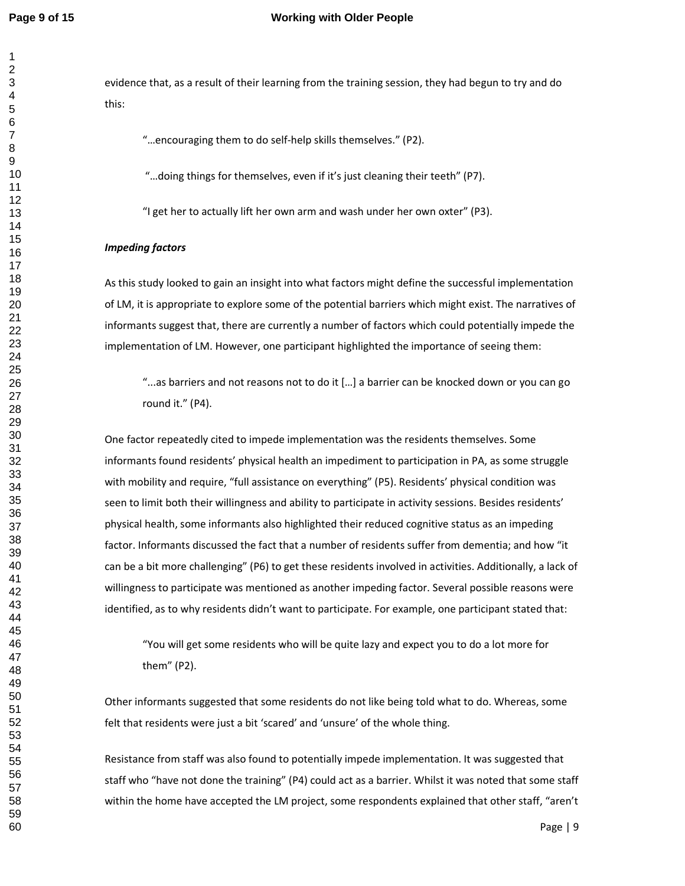evidence that, as a result of their learning from the training session, they had begun to try and do this:

> "…encouraging them to do self-help skills themselves." (P2).

> "…doing things for themselves, even if it's just cleaning their teeth" (P7).

> "I get her to actually lift her own arm and wash under her own oxter" (P3).

***Impeding factors***

As this study looked to gain an insight into what factors might define the successful implementation of LM, it is appropriate to explore some of the potential barriers which might exist. The narratives of informants suggest that, there are currently a number of factors which could potentially impede the implementation of LM. However, one participant highlighted the importance of seeing them:

> "...as barriers and not reasons not to do it […] a barrier can be knocked down or you can go round it." (P4).

One factor repeatedly cited to impede implementation was the residents themselves. Some informants found residents' physical health an impediment to participation in PA, as some struggle with mobility and require, "full assistance on everything" (P5). Residents' physical condition was seen to limit both their willingness and ability to participate in activity sessions. Besides residents' physical health, some informants also highlighted their reduced cognitive status as an impeding factor. Informants discussed the fact that a number of residents suffer from dementia; and how "it can be a bit more challenging" (P6) to get these residents involved in activities. Additionally, a lack of willingness to participate was mentioned as another impeding factor. Several possible reasons were identified, as to why residents didn't want to participate. For example, one participant stated that:

> "You will get some residents who will be quite lazy and expect you to do a lot more for them" (P2).

Other informants suggested that some residents do not like being told what to do. Whereas, some felt that residents were just a bit 'scared' and 'unsure' of the whole thing.

Resistance from staff was also found to potentially impede implementation. It was suggested that staff who "have not done the training" (P4) could act as a barrier. Whilst it was noted that some staff within the home have accepted the LM project, some respondents explained that other staff, "aren't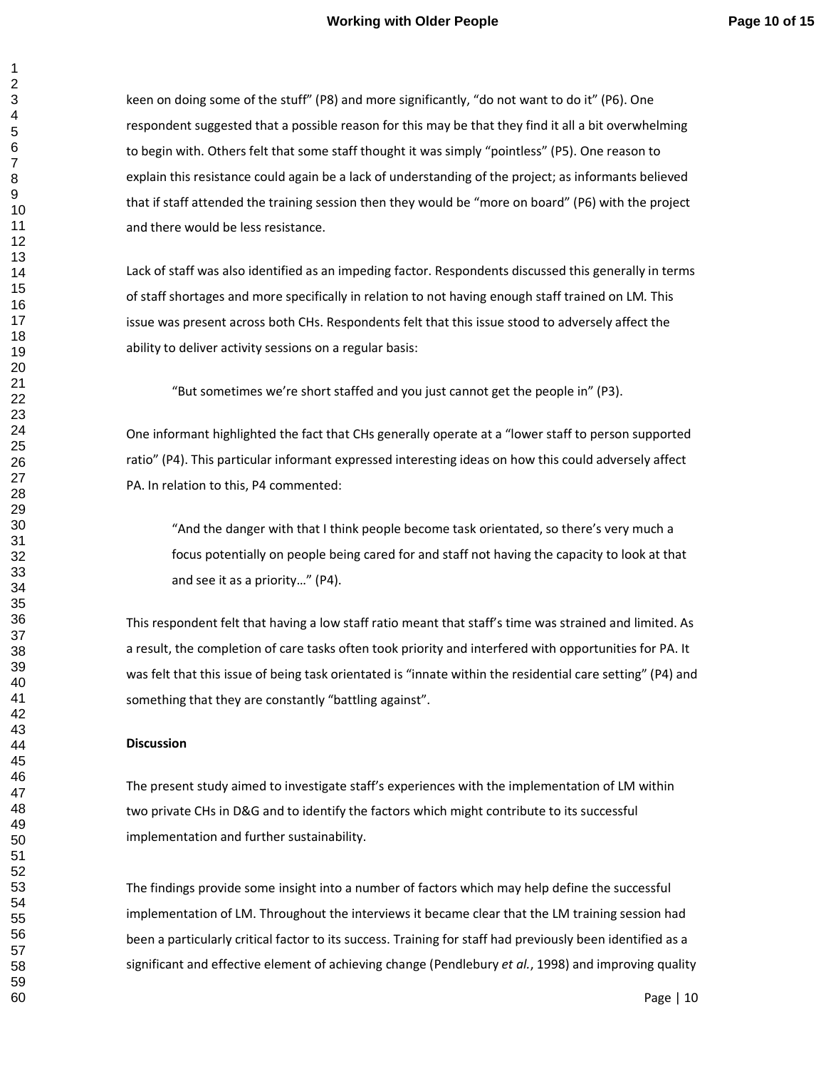keen on doing some of the stuff" (P8) and more significantly, "do not want to do it" (P6). One respondent suggested that a possible reason for this may be that they find it all a bit overwhelming to begin with. Others felt that some staff thought it was simply "pointless" (P5). One reason to explain this resistance could again be a lack of understanding of the project; as informants believed that if staff attended the training session then they would be "more on board" (P6) with the project and there would be less resistance.

Lack of staff was also identified as an impeding factor. Respondents discussed this generally in terms of staff shortages and more specifically in relation to not having enough staff trained on LM. This issue was present across both CHs. Respondents felt that this issue stood to adversely affect the ability to deliver activity sessions on a regular basis:

> "But sometimes we're short staffed and you just cannot get the people in" (P3).

One informant highlighted the fact that CHs generally operate at a "lower staff to person supported ratio" (P4). This particular informant expressed interesting ideas on how this could adversely affect PA. In relation to this, P4 commented:

> "And the danger with that I think people become task orientated, so there's very much a focus potentially on people being cared for and staff not having the capacity to look at that and see it as a priority…" (P4).

This respondent felt that having a low staff ratio meant that staff's time was strained and limited. As a result, the completion of care tasks often took priority and interfered with opportunities for PA. It was felt that this issue of being task orientated is "innate within the residential care setting" (P4) and something that they are constantly "battling against".

**Discussion**

The present study aimed to investigate staff's experiences with the implementation of LM within two private CHs in D&G and to identify the factors which might contribute to its successful implementation and further sustainability.

The findings provide some insight into a number of factors which may help define the successful implementation of LM. Throughout the interviews it became clear that the LM training session had been a particularly critical factor to its success. Training for staff had previously been identified as a significant and effective element of achieving change (Pendlebury *et al.*, 1998) and improving quality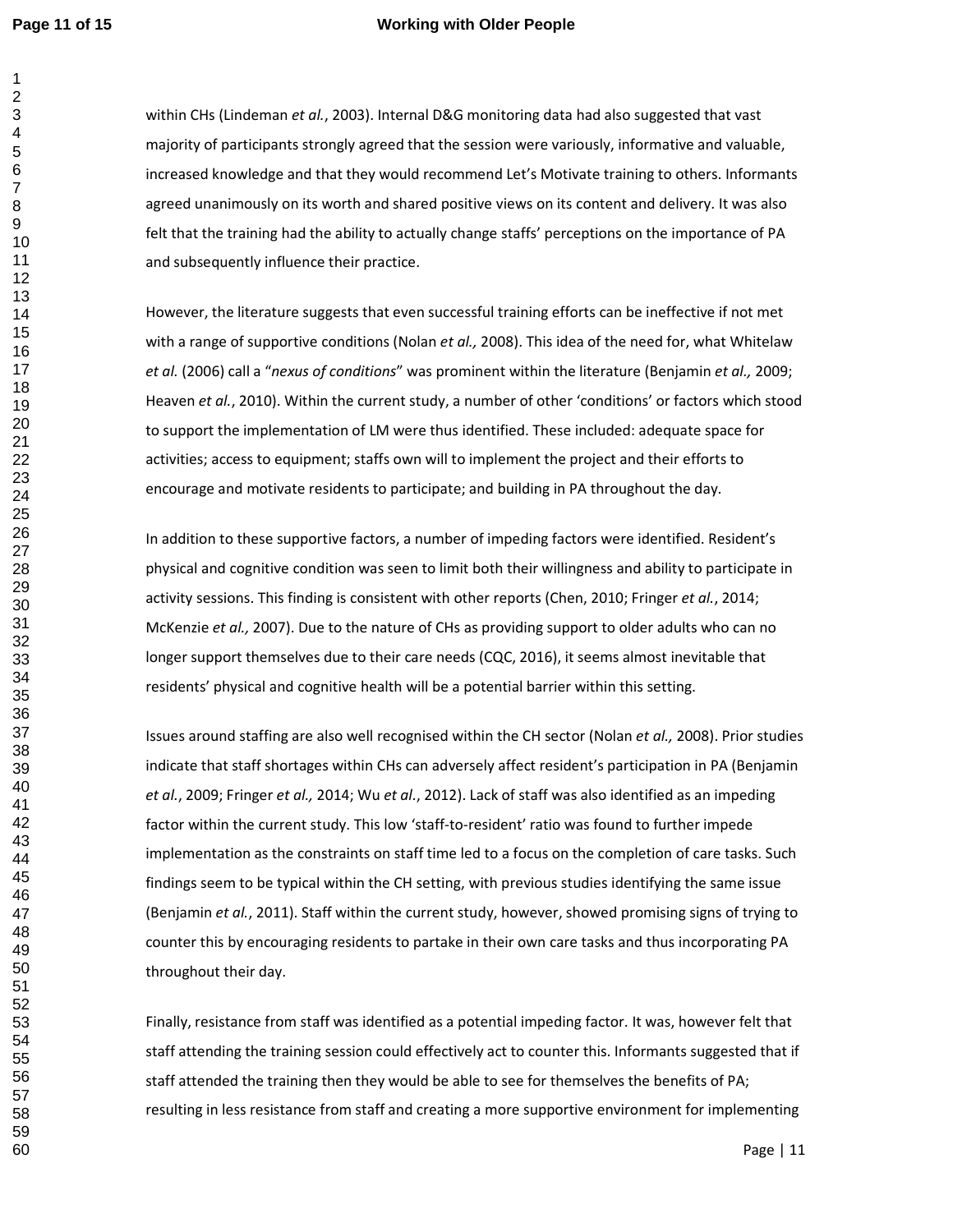within CHs (Lindeman *et al.*, 2003). Internal D&G monitoring data had also suggested that vast majority of participants strongly agreed that the session were variously, informative and valuable, increased knowledge and that they would recommend Let's Motivate training to others. Informants agreed unanimously on its worth and shared positive views on its content and delivery. It was also felt that the training had the ability to actually change staffs' perceptions on the importance of PA and subsequently influence their practice.

However, the literature suggests that even successful training efforts can be ineffective if not met with a range of supportive conditions (Nolan *et al.,* 2008). This idea of the need for, what Whitelaw *et al.* (2006) call a "*nexus of conditions*" was prominent within the literature (Benjamin *et al.,* 2009; Heaven *et al.*, 2010). Within the current study, a number of other 'conditions' or factors which stood to support the implementation of LM were thus identified. These included: adequate space for activities; access to equipment; staffs own will to implement the project and their efforts to encourage and motivate residents to participate; and building in PA throughout the day.

In addition to these supportive factors, a number of impeding factors were identified. Resident's physical and cognitive condition was seen to limit both their willingness and ability to participate in activity sessions. This finding is consistent with other reports (Chen, 2010; Fringer *et al.*, 2014; McKenzie *et al.,* 2007). Due to the nature of CHs as providing support to older adults who can no longer support themselves due to their care needs (CQC, 2016), it seems almost inevitable that residents' physical and cognitive health will be a potential barrier within this setting.

Issues around staffing are also well recognised within the CH sector (Nolan *et al.,* 2008). Prior studies indicate that staff shortages within CHs can adversely affect resident's participation in PA (Benjamin *et al.*, 2009; Fringer *et al.,* 2014; Wu *et al.*, 2012). Lack of staff was also identified as an impeding factor within the current study. This low 'staff-to-resident' ratio was found to further impede implementation as the constraints on staff time led to a focus on the completion of care tasks. Such findings seem to be typical within the CH setting, with previous studies identifying the same issue (Benjamin *et al.*, 2011). Staff within the current study, however, showed promising signs of trying to counter this by encouraging residents to partake in their own care tasks and thus incorporating PA throughout their day.

Finally, resistance from staff was identified as a potential impeding factor. It was, however felt that staff attending the training session could effectively act to counter this. Informants suggested that if staff attended the training then they would be able to see for themselves the benefits of PA; resulting in less resistance from staff and creating a more supportive environment for implementing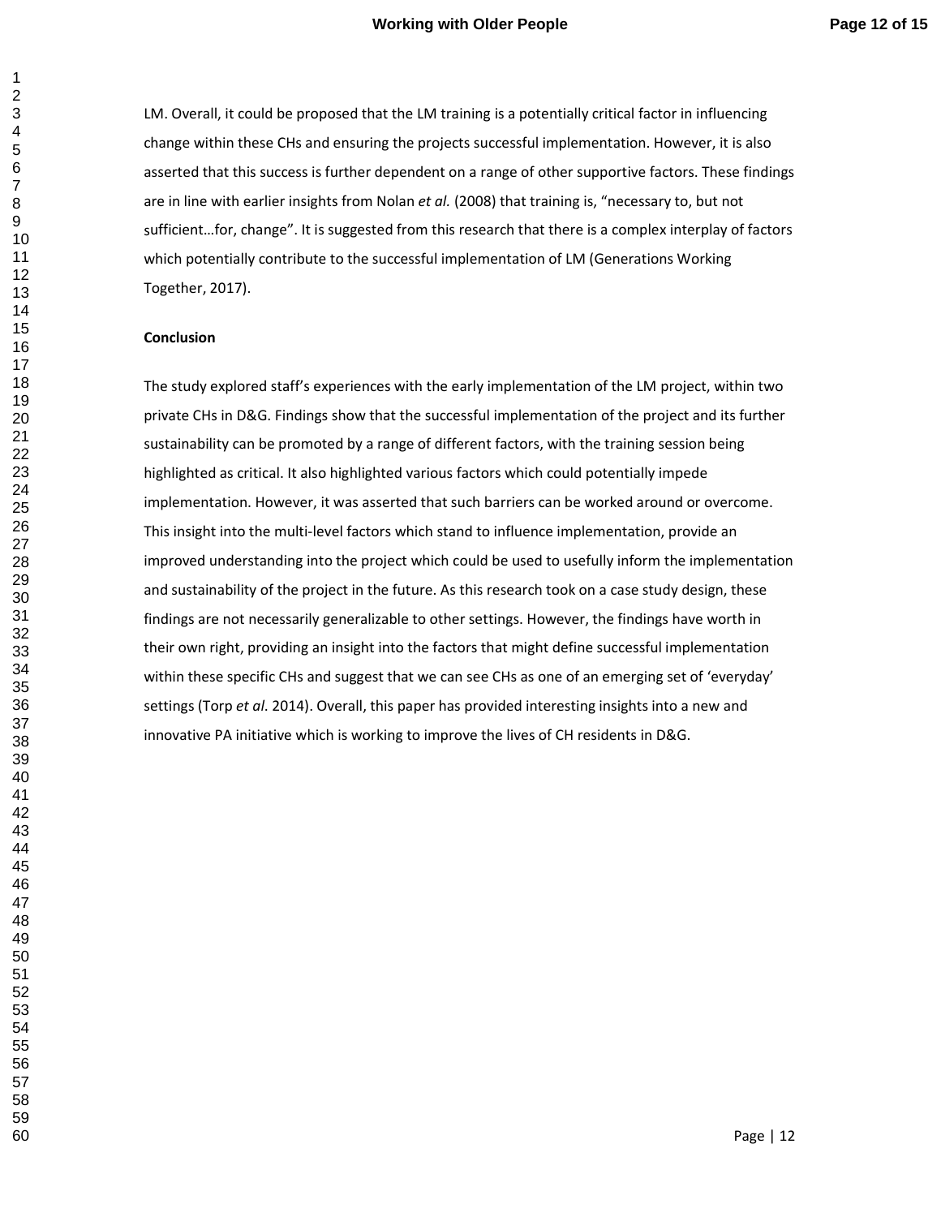LM. Overall, it could be proposed that the LM training is a potentially critical factor in influencing change within these CHs and ensuring the projects successful implementation. However, it is also asserted that this success is further dependent on a range of other supportive factors. These findings are in line with earlier insights from Nolan *et al.* (2008) that training is, "necessary to, but not sufficient…for, change". It is suggested from this research that there is a complex interplay of factors which potentially contribute to the successful implementation of LM (Generations Working Together, 2017).

**Conclusion**

The study explored staff's experiences with the early implementation of the LM project, within two private CHs in D&G. Findings show that the successful implementation of the project and its further sustainability can be promoted by a range of different factors, with the training session being highlighted as critical. It also highlighted various factors which could potentially impede implementation. However, it was asserted that such barriers can be worked around or overcome. This insight into the multi-level factors which stand to influence implementation, provide an improved understanding into the project which could be used to usefully inform the implementation and sustainability of the project in the future. As this research took on a case study design, these findings are not necessarily generalizable to other settings. However, the findings have worth in their own right, providing an insight into the factors that might define successful implementation within these specific CHs and suggest that we can see CHs as one of an emerging set of 'everyday' settings (Torp *et al*. 2014). Overall, this paper has provided interesting insights into a new and innovative PA initiative which is working to improve the lives of CH residents in D&G.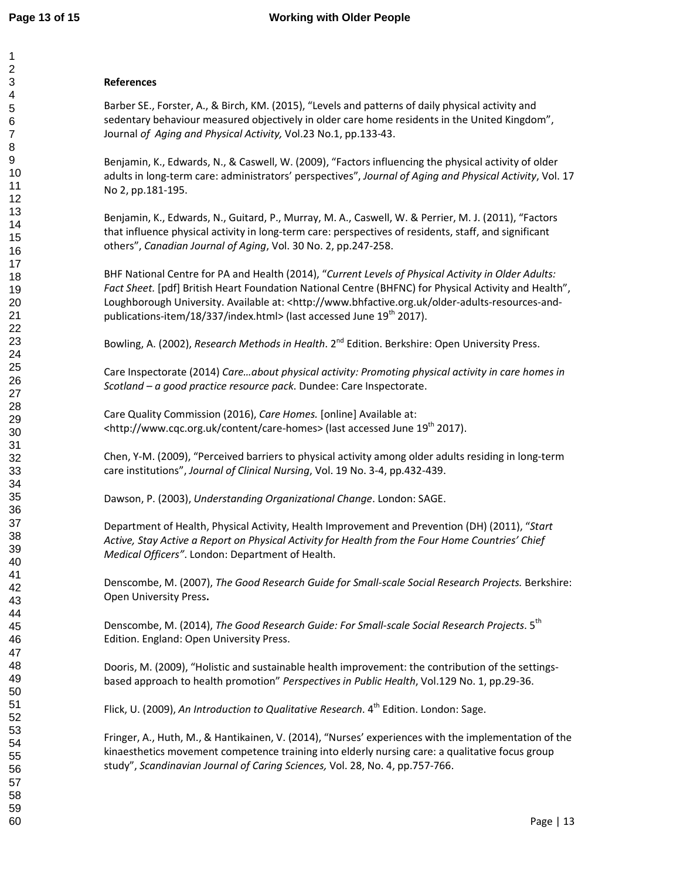**References**

Barber SE., Forster, A., & Birch, KM. (2015), "Levels and patterns of daily physical activity and sedentary behaviour measured objectively in older care home residents in the United Kingdom", Journal *of Aging and Physical Activity,* Vol.23 No.1, pp.133-43.

Benjamin, K., Edwards, N., & Caswell, W. (2009), "Factors influencing the physical activity of older adults in long-term care: administrators' perspectives", *Journal of Aging and Physical Activity*, Vol. 17 No 2, pp.181-195.

Benjamin, K., Edwards, N., Guitard, P., Murray, M. A., Caswell, W. & Perrier, M. J. (2011), "Factors that influence physical activity in long-term care: perspectives of residents, staff, and significant others", *Canadian Journal of Aging*, Vol. 30 No. 2, pp.247-258.

BHF National Centre for PA and Health (2014), "*Current Levels of Physical Activity in Older Adults: Fact Sheet.* [pdf] British Heart Foundation National Centre (BHFNC) for Physical Activity and Health", Loughborough University. Available at: <http://www.bhfactive.org.uk/older-adults-resources-and-publications-item/18/337/index.html> (last accessed June 19th 2017).

Bowling, A. (2002), *Research Methods in Health*. 2nd Edition. Berkshire: Open University Press.

Care Inspectorate (2014) *Care…about physical activity: Promoting physical activity in care homes in Scotland – a good practice resource pack*. Dundee: Care Inspectorate.

Care Quality Commission (2016), *Care Homes.* [online] Available at: <http://www.cqc.org.uk/content/care-homes> (last accessed June 19th 2017).

Chen, Y-M. (2009), "Perceived barriers to physical activity among older adults residing in long-term care institutions", *Journal of Clinical Nursing*, Vol. 19 No. 3-4, pp.432-439.

Dawson, P. (2003), *Understanding Organizational Change*. London: SAGE.

Department of Health, Physical Activity, Health Improvement and Prevention (DH) (2011), "*Start Active, Stay Active a Report on Physical Activity for Health from the Four Home Countries' Chief Medical Officers"*. London: Department of Health.

Denscombe, M. (2007), *The Good Research Guide for Small-scale Social Research Projects.* Berkshire: Open University Press**.**

Denscombe, M. (2014), *The Good Research Guide: For Small-scale Social Research Projects*. 5th Edition. England: Open University Press.

Dooris, M. (2009), "Holistic and sustainable health improvement: the contribution of the settings-based approach to health promotion" *Perspectives in Public Health*, Vol.129 No. 1, pp.29-36.

Flick, U. (2009), *An Introduction to Qualitative Research*. 4th Edition. London: Sage.

Fringer, A., Huth, M., & Hantikainen, V. (2014), "Nurses' experiences with the implementation of the kinaesthetics movement competence training into elderly nursing care: a qualitative focus group study", *Scandinavian Journal of Caring Sciences,* Vol. 28, No. 4, pp.757-766.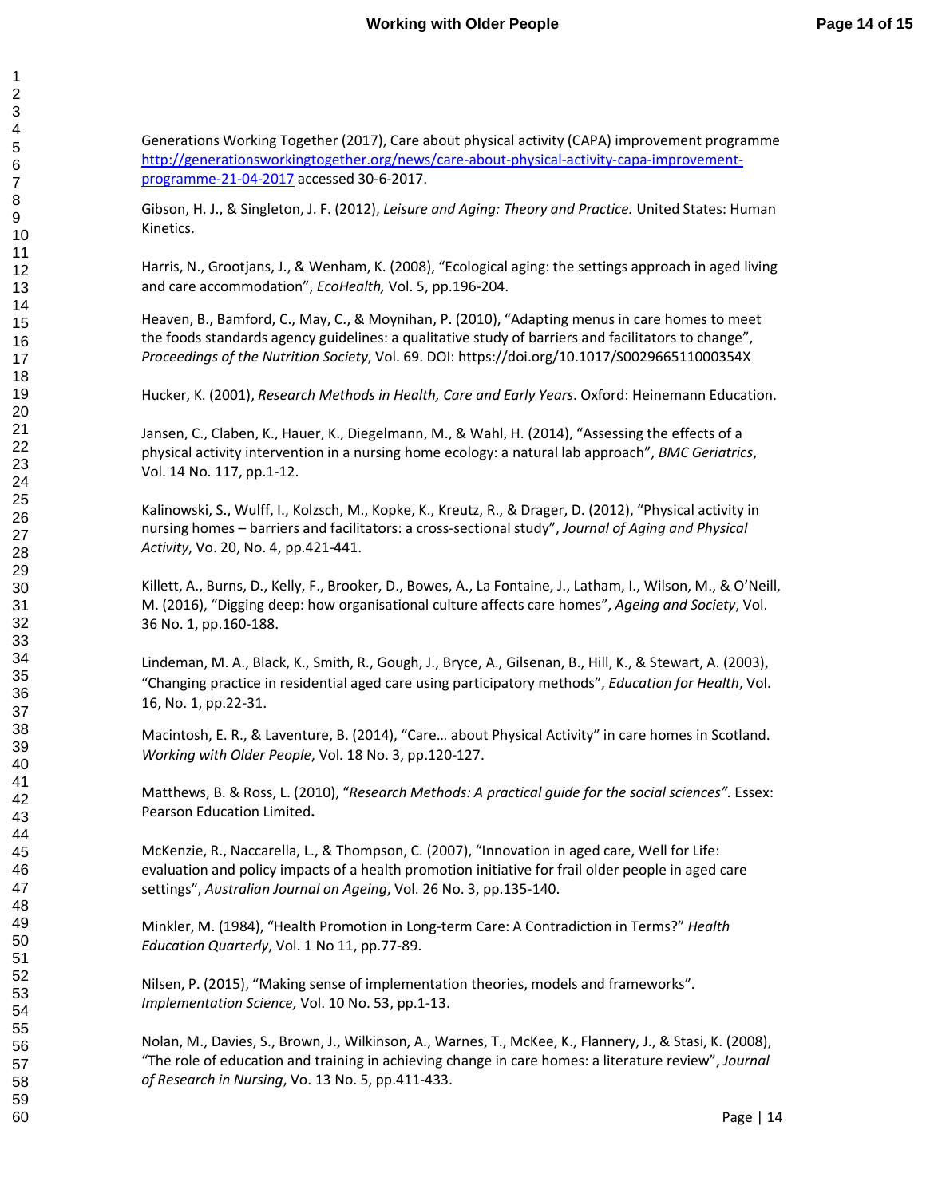Generations Working Together (2017), Care about physical activity (CAPA) improvement programme [http://generationsworkingtogether.org/news/care-about-physical-activity-capa-improvement-programme-21-04-2017](http://generationsworkingtogether.org/news/care-about-physical-activity-capa-improvement-programme-21-04-2017) accessed 30-6-2017.

Gibson, H. J., & Singleton, J. F. (2012), *Leisure and Aging: Theory and Practice.* United States: Human Kinetics.

Harris, N., Grootjans, J., & Wenham, K. (2008), "Ecological aging: the settings approach in aged living and care accommodation", *EcoHealth,* Vol. 5, pp.196-204.

Heaven, B., Bamford, C., May, C., & Moynihan, P. (2010), "Adapting menus in care homes to meet the foods standards agency guidelines: a qualitative study of barriers and facilitators to change", *Proceedings of the Nutrition Society*, Vol. 69. DOI: https://doi.org/10.1017/S002966511000354X

Hucker, K. (2001), *Research Methods in Health, Care and Early Years*. Oxford: Heinemann Education.

Jansen, C., Claben, K., Hauer, K., Diegelmann, M., & Wahl, H. (2014), "Assessing the effects of a physical activity intervention in a nursing home ecology: a natural lab approach", *BMC Geriatrics*, Vol. 14 No. 117, pp.1-12.

Kalinowski, S., Wulff, I., Kolzsch, M., Kopke, K., Kreutz, R., & Drager, D. (2012), "Physical activity in nursing homes – barriers and facilitators: a cross-sectional study", *Journal of Aging and Physical Activity*, Vo. 20, No. 4, pp.421-441.

Killett, A., Burns, D., Kelly, F., Brooker, D., Bowes, A., La Fontaine, J., Latham, I., Wilson, M., & O'Neill, M. (2016), "Digging deep: how organisational culture affects care homes", *Ageing and Society*, Vol. 36 No. 1, pp.160-188.

Lindeman, M. A., Black, K., Smith, R., Gough, J., Bryce, A., Gilsenan, B., Hill, K., & Stewart, A. (2003), "Changing practice in residential aged care using participatory methods", *Education for Health*, Vol. 16, No. 1, pp.22-31.

Macintosh, E. R., & Laventure, B. (2014), "Care… about Physical Activity" in care homes in Scotland. *Working with Older People*, Vol. 18 No. 3, pp.120-127.

Matthews, B. & Ross, L. (2010), "*Research Methods: A practical guide for the social sciences".* Essex: Pearson Education Limited**.**

McKenzie, R., Naccarella, L., & Thompson, C. (2007), "Innovation in aged care, Well for Life: evaluation and policy impacts of a health promotion initiative for frail older people in aged care settings", *Australian Journal on Ageing*, Vol. 26 No. 3, pp.135-140.

Minkler, M. (1984), "Health Promotion in Long-term Care: A Contradiction in Terms?" *Health Education Quarterly*, Vol. 1 No 11, pp.77-89.

Nilsen, P. (2015), "Making sense of implementation theories, models and frameworks". *Implementation Science,* Vol. 10 No. 53, pp.1-13.

Nolan, M., Davies, S., Brown, J., Wilkinson, A., Warnes, T., McKee, K., Flannery, J., & Stasi, K. (2008), "The role of education and training in achieving change in care homes: a literature review", *Journal of Research in Nursing*, Vo. 13 No. 5, pp.411-433.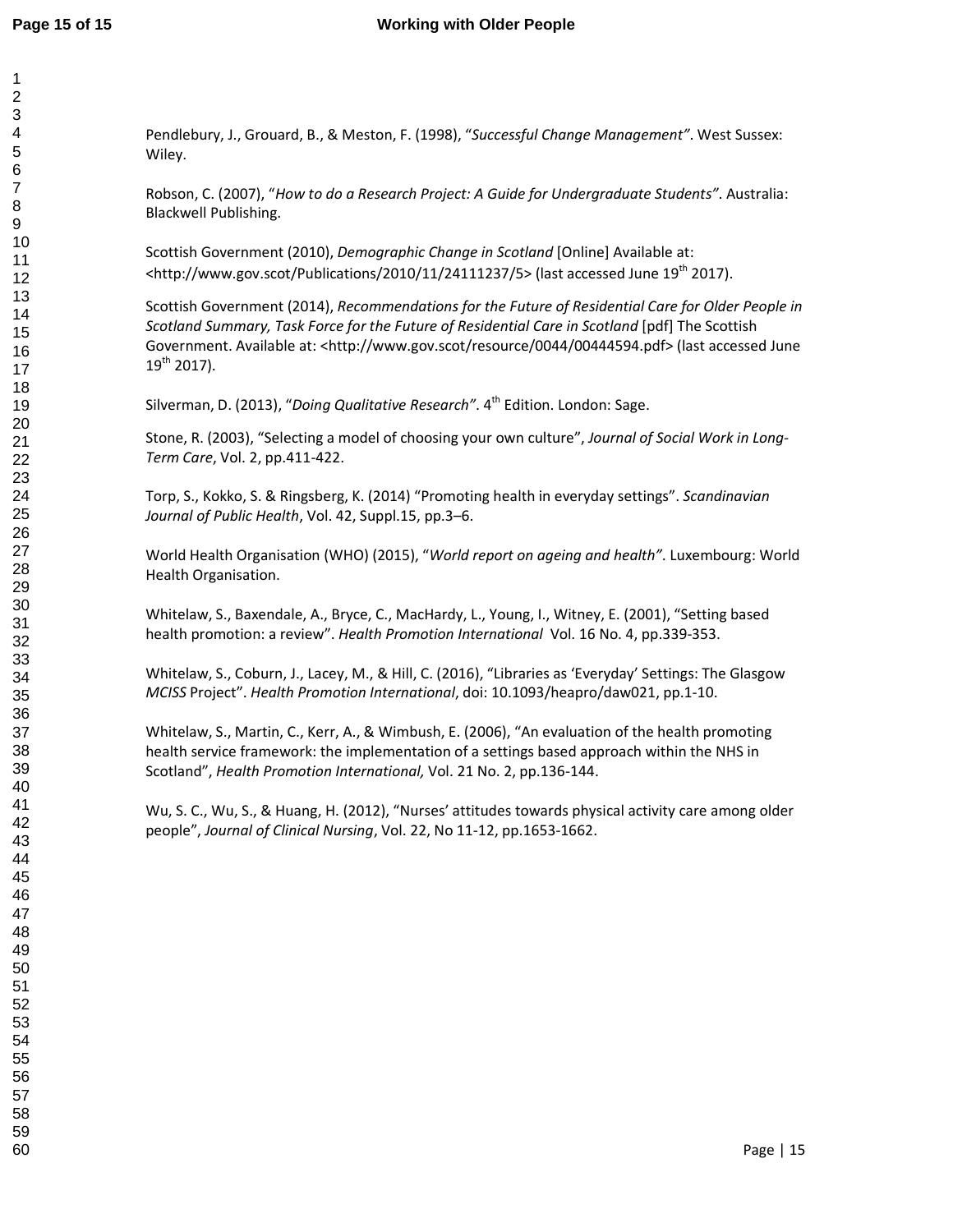Pendlebury, J., Grouard, B., & Meston, F. (1998), "*Successful Change Management"*. West Sussex: Wiley.

Robson, C. (2007), "*How to do a Research Project: A Guide for Undergraduate Students"*. Australia: Blackwell Publishing.

Scottish Government (2010), *Demographic Change in Scotland* [Online] Available at: <http://www.gov.scot/Publications/2010/11/24111237/5> (last accessed June 19th 2017).

Scottish Government (2014), *Recommendations for the Future of Residential Care for Older People in Scotland Summary, Task Force for the Future of Residential Care in Scotland* [pdf] The Scottish Government. Available at: <http://www.gov.scot/resource/0044/00444594.pdf> (last accessed June 19th 2017).

Silverman, D. (2013), "*Doing Qualitative Research"*. 4th Edition. London: Sage.

Stone, R. (2003), "Selecting a model of choosing your own culture", *Journal of Social Work in Long-Term Care*, Vol. 2, pp.411-422.

Torp, S., Kokko, S. & Ringsberg, K. (2014) "Promoting health in everyday settings". *Scandinavian Journal of Public Health*, Vol. 42, Suppl.15, pp.3–6.

World Health Organisation (WHO) (2015), "*World report on ageing and health"*. Luxembourg: World Health Organisation.

Whitelaw, S., Baxendale, A., Bryce, C., MacHardy, L., Young, I., Witney, E. (2001), "Setting based health promotion: a review". *Health Promotion International* Vol. 16 No. 4, pp.339-353.

Whitelaw, S., Coburn, J., Lacey, M., & Hill, C. (2016), "Libraries as 'Everyday' Settings: The Glasgow *MCISS* Project". *Health Promotion International*, doi: 10.1093/heapro/daw021, pp.1-10.

Whitelaw, S., Martin, C., Kerr, A., & Wimbush, E. (2006), "An evaluation of the health promoting health service framework: the implementation of a settings based approach within the NHS in Scotland", *Health Promotion International,* Vol. 21 No. 2, pp.136-144.

Wu, S. C., Wu, S., & Huang, H. (2012), "Nurses' attitudes towards physical activity care among older people", *Journal of Clinical Nursing*, Vol. 22, No 11-12, pp.1653-1662.